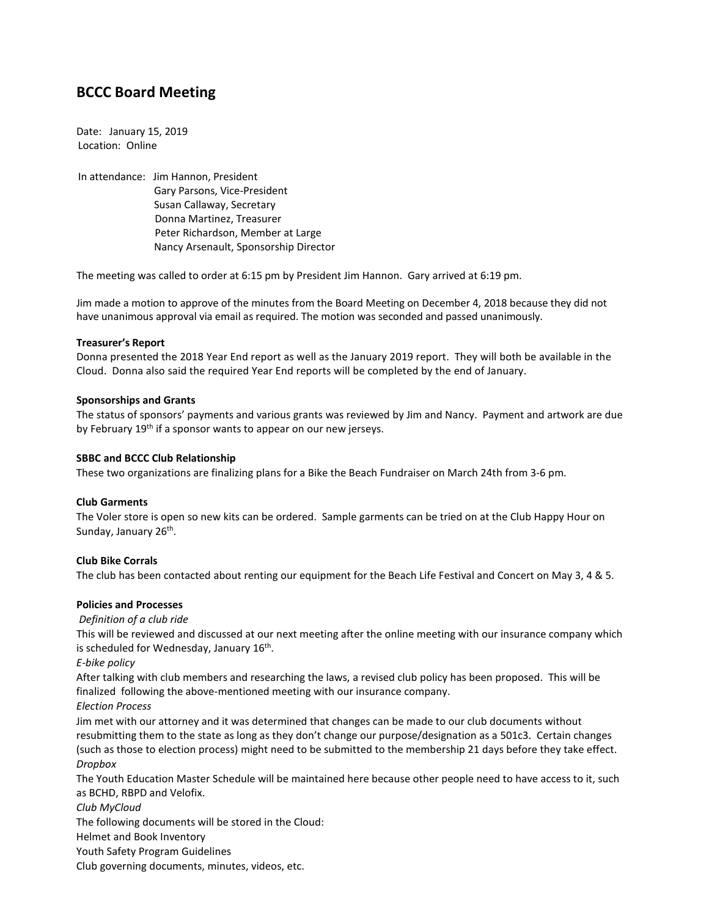# BCCC Board Meeting

Date: January 15, 2019
Location: Online

In attendance: Jim Hannon, President
Gary Parsons, Vice-President
Susan Callaway, Secretary
Donna Martinez, Treasurer
Peter Richardson, Member at Large
Nancy Arsenault, Sponsorship Director

The meeting was called to order at 6:15 pm by President Jim Hannon. Gary arrived at 6:19 pm.

Jim made a motion to approve of the minutes from the Board Meeting on December 4, 2018 because they did not have unanimous approval via email as required. The motion was seconded and passed unanimously.

**Treasurer's Report**
Donna presented the 2018 Year End report as well as the January 2019 report. They will both be available in the Cloud. Donna also said the required Year End reports will be completed by the end of January.

**Sponsorships and Grants**
The status of sponsors' payments and various grants was reviewed by Jim and Nancy. Payment and artwork are due by February 19th if a sponsor wants to appear on our new jerseys.

**SBBC and BCCC Club Relationship**
These two organizations are finalizing plans for a Bike the Beach Fundraiser on March 24th from 3-6 pm.

**Club Garments**
The Voler store is open so new kits can be ordered. Sample garments can be tried on at the Club Happy Hour on Sunday, January 26th.

**Club Bike Corrals**
The club has been contacted about renting our equipment for the Beach Life Festival and Concert on May 3, 4 & 5.

**Policies and Processes**

*Definition of a club ride*
This will be reviewed and discussed at our next meeting after the online meeting with our insurance company which is scheduled for Wednesday, January 16th.

*E-bike policy*
After talking with club members and researching the laws, a revised club policy has been proposed. This will be finalized following the above-mentioned meeting with our insurance company.

*Election Process*
Jim met with our attorney and it was determined that changes can be made to our club documents without resubmitting them to the state as long as they don't change our purpose/designation as a 501c3. Certain changes (such as those to election process) might need to be submitted to the membership 21 days before they take effect.

*Dropbox*
The Youth Education Master Schedule will be maintained here because other people need to have access to it, such as BCHD, RBPD and Velofix.

*Club MyCloud*
The following documents will be stored in the Cloud:
Helmet and Book Inventory
Youth Safety Program Guidelines
Club governing documents, minutes, videos, etc.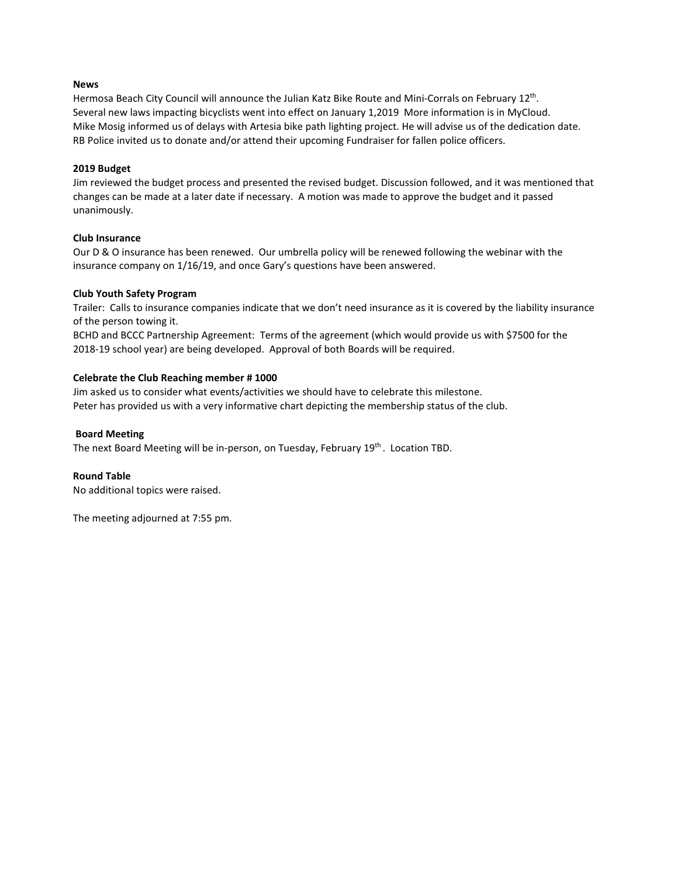**News**

Hermosa Beach City Council will announce the Julian Katz Bike Route and Mini-Corrals on February 12th.
Several new laws impacting bicyclists went into effect on January 1,2019 More information is in MyCloud.
Mike Mosig informed us of delays with Artesia bike path lighting project. He will advise us of the dedication date.
RB Police invited us to donate and/or attend their upcoming Fundraiser for fallen police officers.

**2019 Budget**

Jim reviewed the budget process and presented the revised budget. Discussion followed, and it was mentioned that changes can be made at a later date if necessary. A motion was made to approve the budget and it passed unanimously.

**Club Insurance**

Our D & O insurance has been renewed. Our umbrella policy will be renewed following the webinar with the insurance company on 1/16/19, and once Gary's questions have been answered.

**Club Youth Safety Program**

Trailer: Calls to insurance companies indicate that we don't need insurance as it is covered by the liability insurance of the person towing it.
BCHD and BCCC Partnership Agreement: Terms of the agreement (which would provide us with $7500 for the 2018-19 school year) are being developed. Approval of both Boards will be required.

**Celebrate the Club Reaching member # 1000**

Jim asked us to consider what events/activities we should have to celebrate this milestone.
Peter has provided us with a very informative chart depicting the membership status of the club.

**Board Meeting**

The next Board Meeting will be in-person, on Tuesday, February 19th. Location TBD.

**Round Table**

No additional topics were raised.

The meeting adjourned at 7:55 pm.